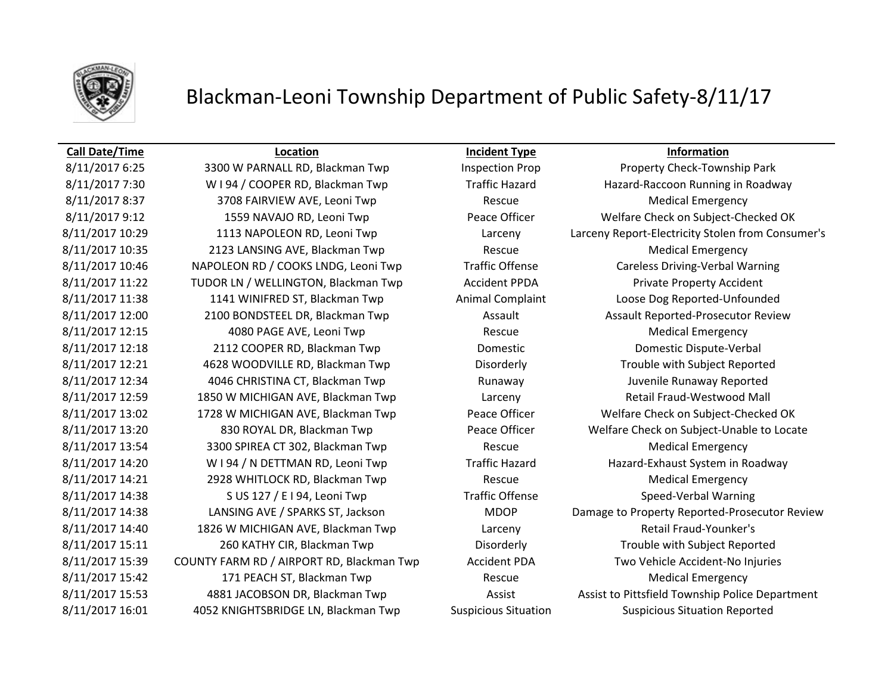# Blackman-Leoni Township Department of Public Safety-8/11/17

| Call Date/Time | Location | Incident Type | Information |
|---|---|---|---|
| 8/11/2017 6:25 | 3300 W PARNALL RD, Blackman Twp | Inspection Prop | Property Check-Township Park |
| 8/11/2017 7:30 | W I 94 / COOPER RD, Blackman Twp | Traffic Hazard | Hazard-Raccoon Running in Roadway |
| 8/11/2017 8:37 | 3708 FAIRVIEW AVE, Leoni Twp | Rescue | Medical Emergency |
| 8/11/2017 9:12 | 1559 NAVAJO RD, Leoni Twp | Peace Officer | Welfare Check on Subject-Checked OK |
| 8/11/2017 10:29 | 1113 NAPOLEON RD, Leoni Twp | Larceny | Larceny Report-Electricity Stolen from Consumer's |
| 8/11/2017 10:35 | 2123 LANSING AVE, Blackman Twp | Rescue | Medical Emergency |
| 8/11/2017 10:46 | NAPOLEON RD / COOKS LNDG, Leoni Twp | Traffic Offense | Careless Driving-Verbal Warning |
| 8/11/2017 11:22 | TUDOR LN / WELLINGTON, Blackman Twp | Accident PPDA | Private Property Accident |
| 8/11/2017 11:38 | 1141 WINIFRED ST, Blackman Twp | Animal Complaint | Loose Dog Reported-Unfounded |
| 8/11/2017 12:00 | 2100 BONDSTEEL DR, Blackman Twp | Assault | Assault Reported-Prosecutor Review |
| 8/11/2017 12:15 | 4080 PAGE AVE, Leoni Twp | Rescue | Medical Emergency |
| 8/11/2017 12:18 | 2112 COOPER RD, Blackman Twp | Domestic | Domestic Dispute-Verbal |
| 8/11/2017 12:21 | 4628 WOODVILLE RD, Blackman Twp | Disorderly | Trouble with Subject Reported |
| 8/11/2017 12:34 | 4046 CHRISTINA CT, Blackman Twp | Runaway | Juvenile Runaway Reported |
| 8/11/2017 12:59 | 1850 W MICHIGAN AVE, Blackman Twp | Larceny | Retail Fraud-Westwood Mall |
| 8/11/2017 13:02 | 1728 W MICHIGAN AVE, Blackman Twp | Peace Officer | Welfare Check on Subject-Checked OK |
| 8/11/2017 13:20 | 830 ROYAL DR, Blackman Twp | Peace Officer | Welfare Check on Subject-Unable to Locate |
| 8/11/2017 13:54 | 3300 SPIREA CT 302, Blackman Twp | Rescue | Medical Emergency |
| 8/11/2017 14:20 | W I 94 / N DETTMAN RD, Leoni Twp | Traffic Hazard | Hazard-Exhaust System in Roadway |
| 8/11/2017 14:21 | 2928 WHITLOCK RD, Blackman Twp | Rescue | Medical Emergency |
| 8/11/2017 14:38 | S US 127 / E I 94, Leoni Twp | Traffic Offense | Speed-Verbal Warning |
| 8/11/2017 14:38 | LANSING AVE / SPARKS ST, Jackson | MDOP | Damage to Property Reported-Prosecutor Review |
| 8/11/2017 14:40 | 1826 W MICHIGAN AVE, Blackman Twp | Larceny | Retail Fraud-Younker's |
| 8/11/2017 15:11 | 260 KATHY CIR, Blackman Twp | Disorderly | Trouble with Subject Reported |
| 8/11/2017 15:39 | COUNTY FARM RD / AIRPORT RD, Blackman Twp | Accident PDA | Two Vehicle Accident-No Injuries |
| 8/11/2017 15:42 | 171 PEACH ST, Blackman Twp | Rescue | Medical Emergency |
| 8/11/2017 15:53 | 4881 JACOBSON DR, Blackman Twp | Assist | Assist to Pittsfield Township Police Department |
| 8/11/2017 16:01 | 4052 KNIGHTSBRIDGE LN, Blackman Twp | Suspicious Situation | Suspicious Situation Reported |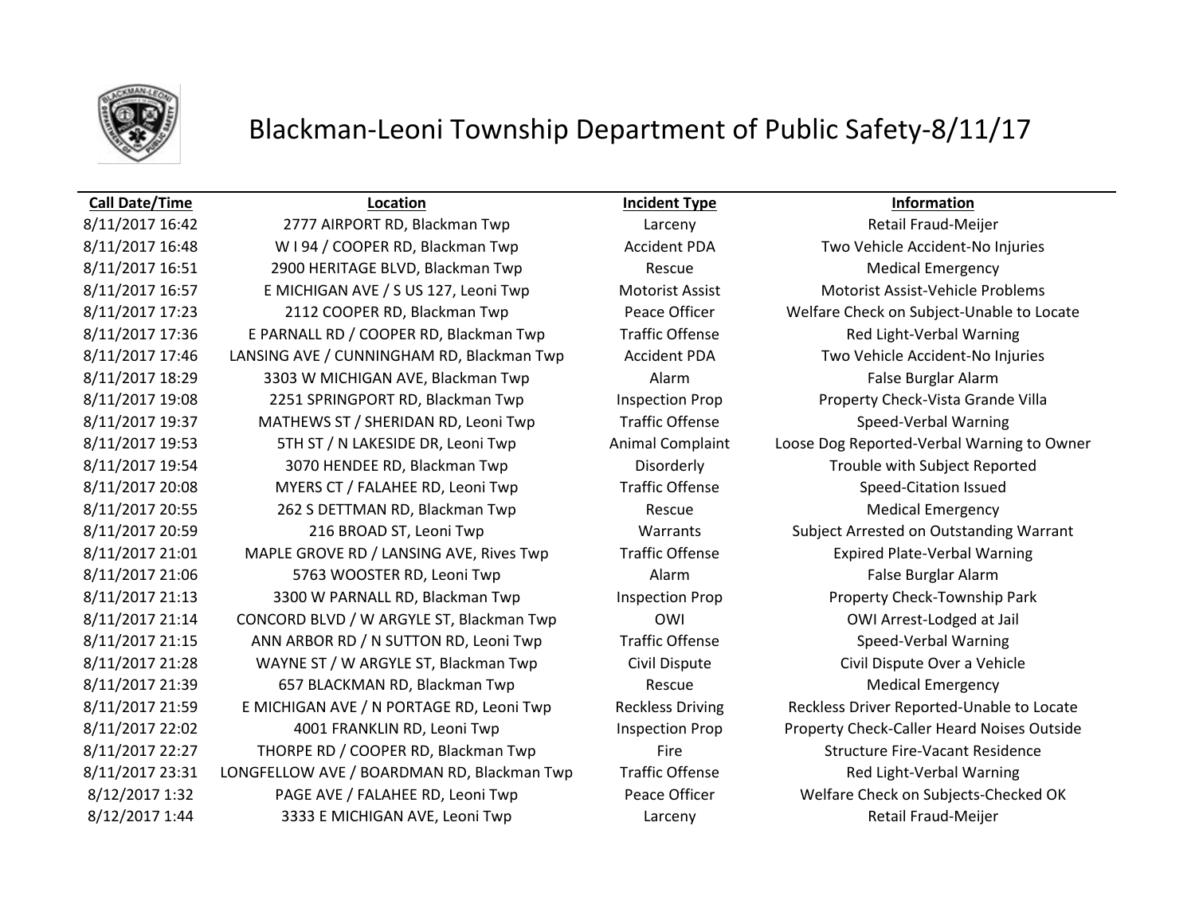# Blackman-Leoni Township Department of Public Safety-8/11/17

| Call Date/Time | Location | Incident Type | Information |
| --- | --- | --- | --- |
| 8/11/2017 16:42 | 2777 AIRPORT RD, Blackman Twp | Larceny | Retail Fraud-Meijer |
| 8/11/2017 16:48 | W I 94 / COOPER RD, Blackman Twp | Accident PDA | Two Vehicle Accident-No Injuries |
| 8/11/2017 16:51 | 2900 HERITAGE BLVD, Blackman Twp | Rescue | Medical Emergency |
| 8/11/2017 16:57 | E MICHIGAN AVE / S US 127, Leoni Twp | Motorist Assist | Motorist Assist-Vehicle Problems |
| 8/11/2017 17:23 | 2112 COOPER RD, Blackman Twp | Peace Officer | Welfare Check on Subject-Unable to Locate |
| 8/11/2017 17:36 | E PARNALL RD / COOPER RD, Blackman Twp | Traffic Offense | Red Light-Verbal Warning |
| 8/11/2017 17:46 | LANSING AVE / CUNNINGHAM RD, Blackman Twp | Accident PDA | Two Vehicle Accident-No Injuries |
| 8/11/2017 18:29 | 3303 W MICHIGAN AVE, Blackman Twp | Alarm | False Burglar Alarm |
| 8/11/2017 19:08 | 2251 SPRINGPORT RD, Blackman Twp | Inspection Prop | Property Check-Vista Grande Villa |
| 8/11/2017 19:37 | MATHEWS ST / SHERIDAN RD, Leoni Twp | Traffic Offense | Speed-Verbal Warning |
| 8/11/2017 19:53 | 5TH ST / N LAKESIDE DR, Leoni Twp | Animal Complaint | Loose Dog Reported-Verbal Warning to Owner |
| 8/11/2017 19:54 | 3070 HENDEE RD, Blackman Twp | Disorderly | Trouble with Subject Reported |
| 8/11/2017 20:08 | MYERS CT / FALAHEE RD, Leoni Twp | Traffic Offense | Speed-Citation Issued |
| 8/11/2017 20:55 | 262 S DETTMAN RD, Blackman Twp | Rescue | Medical Emergency |
| 8/11/2017 20:59 | 216 BROAD ST, Leoni Twp | Warrants | Subject Arrested on Outstanding Warrant |
| 8/11/2017 21:01 | MAPLE GROVE RD / LANSING AVE, Rives Twp | Traffic Offense | Expired Plate-Verbal Warning |
| 8/11/2017 21:06 | 5763 WOOSTER RD, Leoni Twp | Alarm | False Burglar Alarm |
| 8/11/2017 21:13 | 3300 W PARNALL RD, Blackman Twp | Inspection Prop | Property Check-Township Park |
| 8/11/2017 21:14 | CONCORD BLVD / W ARGYLE ST, Blackman Twp | OWI | OWI Arrest-Lodged at Jail |
| 8/11/2017 21:15 | ANN ARBOR RD / N SUTTON RD, Leoni Twp | Traffic Offense | Speed-Verbal Warning |
| 8/11/2017 21:28 | WAYNE ST / W ARGYLE ST, Blackman Twp | Civil Dispute | Civil Dispute Over a Vehicle |
| 8/11/2017 21:39 | 657 BLACKMAN RD, Blackman Twp | Rescue | Medical Emergency |
| 8/11/2017 21:59 | E MICHIGAN AVE / N PORTAGE RD, Leoni Twp | Reckless Driving | Reckless Driver Reported-Unable to Locate |
| 8/11/2017 22:02 | 4001 FRANKLIN RD, Leoni Twp | Inspection Prop | Property Check-Caller Heard Noises Outside |
| 8/11/2017 22:27 | THORPE RD / COOPER RD, Blackman Twp | Fire | Structure Fire-Vacant Residence |
| 8/11/2017 23:31 | LONGFELLOW AVE / BOARDMAN RD, Blackman Twp | Traffic Offense | Red Light-Verbal Warning |
| 8/12/2017 1:32 | PAGE AVE / FALAHEE RD, Leoni Twp | Peace Officer | Welfare Check on Subjects-Checked OK |
| 8/12/2017 1:44 | 3333 E MICHIGAN AVE, Leoni Twp | Larceny | Retail Fraud-Meijer |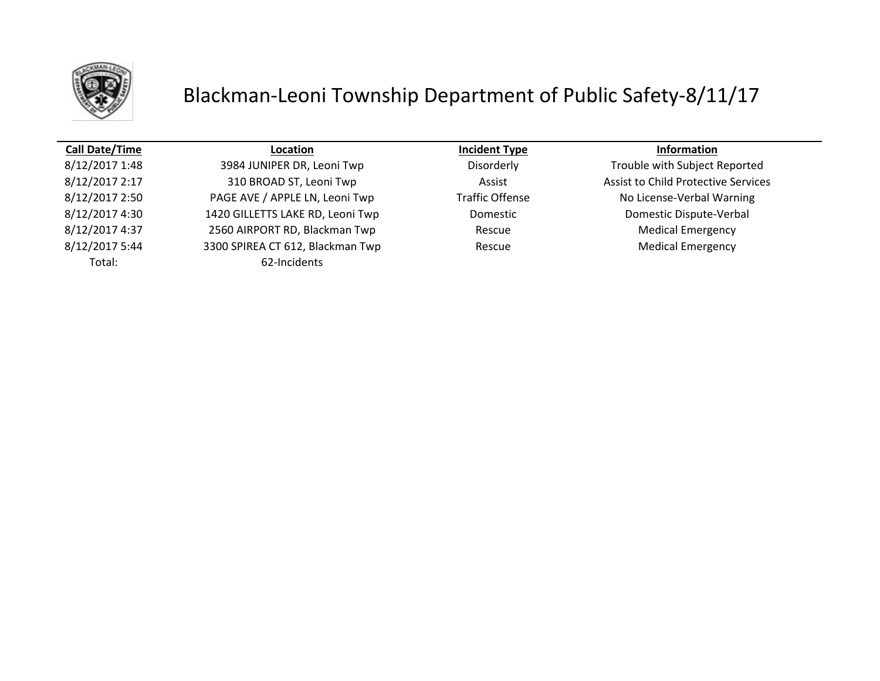# Blackman-Leoni Township Department of Public Safety-8/11/17

| Call Date/Time | Location | Incident Type | Information |
|---|---|---|---|
| 8/12/2017 1:48 | 3984 JUNIPER DR, Leoni Twp | Disorderly | Trouble with Subject Reported |
| 8/12/2017 2:17 | 310 BROAD ST, Leoni Twp | Assist | Assist to Child Protective Services |
| 8/12/2017 2:50 | PAGE AVE / APPLE LN, Leoni Twp | Traffic Offense | No License-Verbal Warning |
| 8/12/2017 4:30 | 1420 GILLETTS LAKE RD, Leoni Twp | Domestic | Domestic Dispute-Verbal |
| 8/12/2017 4:37 | 2560 AIRPORT RD, Blackman Twp | Rescue | Medical Emergency |
| 8/12/2017 5:44 | 3300 SPIREA CT 612, Blackman Twp | Rescue | Medical Emergency |
| Total: | 62-Incidents | | |